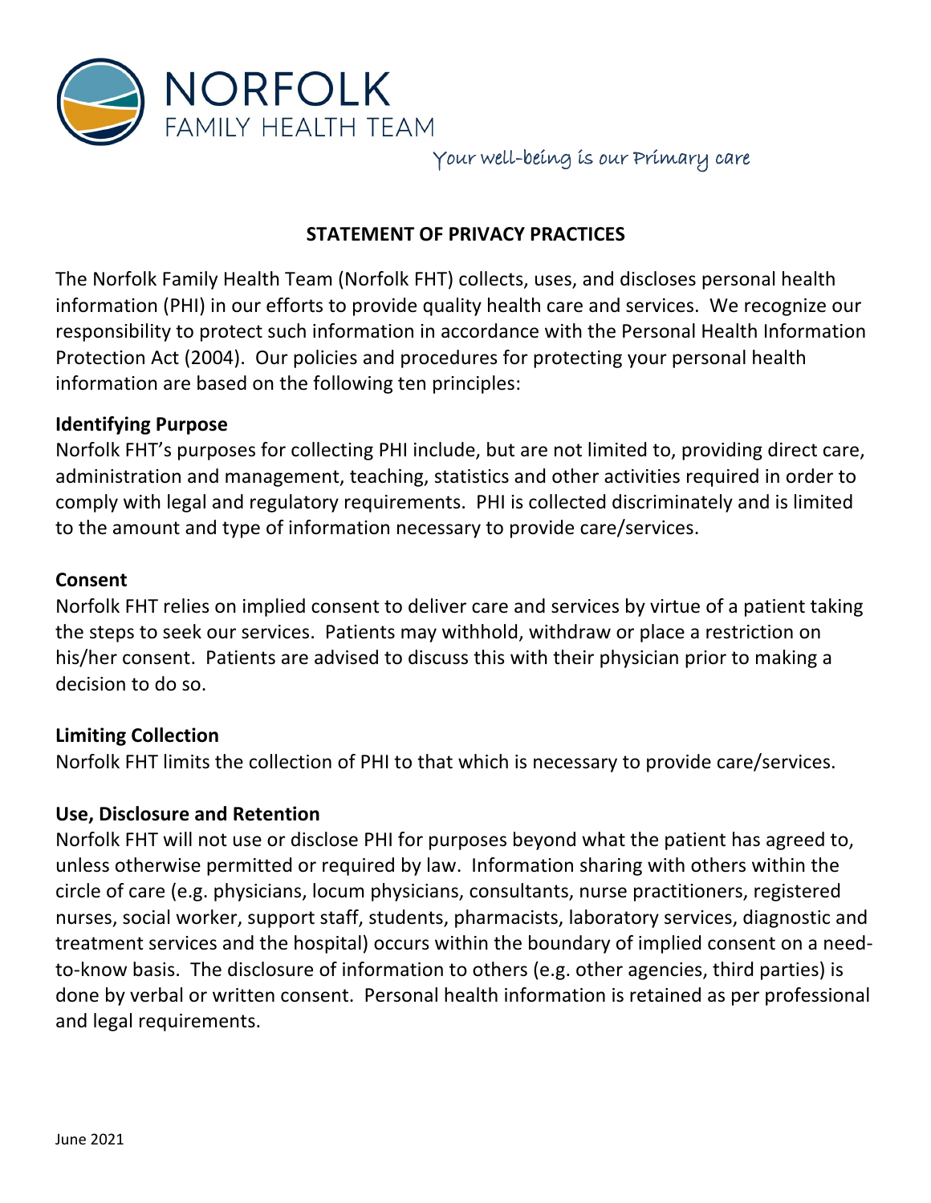NORFOLK
FAMILY HEALTH TEAM

*Your well-being is our Primary care*

## STATEMENT OF PRIVACY PRACTICES

The Norfolk Family Health Team (Norfolk FHT) collects, uses, and discloses personal health information (PHI) in our efforts to provide quality health care and services. We recognize our responsibility to protect such information in accordance with the Personal Health Information Protection Act (2004). Our policies and procedures for protecting your personal health information are based on the following ten principles:

**Identifying Purpose**
Norfolk FHT's purposes for collecting PHI include, but are not limited to, providing direct care, administration and management, teaching, statistics and other activities required in order to comply with legal and regulatory requirements. PHI is collected discriminately and is limited to the amount and type of information necessary to provide care/services.

**Consent**
Norfolk FHT relies on implied consent to deliver care and services by virtue of a patient taking the steps to seek our services. Patients may withhold, withdraw or place a restriction on his/her consent. Patients are advised to discuss this with their physician prior to making a decision to do so.

**Limiting Collection**
Norfolk FHT limits the collection of PHI to that which is necessary to provide care/services.

**Use, Disclosure and Retention**
Norfolk FHT will not use or disclose PHI for purposes beyond what the patient has agreed to, unless otherwise permitted or required by law. Information sharing with others within the circle of care (e.g. physicians, locum physicians, consultants, nurse practitioners, registered nurses, social worker, support staff, students, pharmacists, laboratory services, diagnostic and treatment services and the hospital) occurs within the boundary of implied consent on a need-to-know basis. The disclosure of information to others (e.g. other agencies, third parties) is done by verbal or written consent. Personal health information is retained as per professional and legal requirements.

June 2021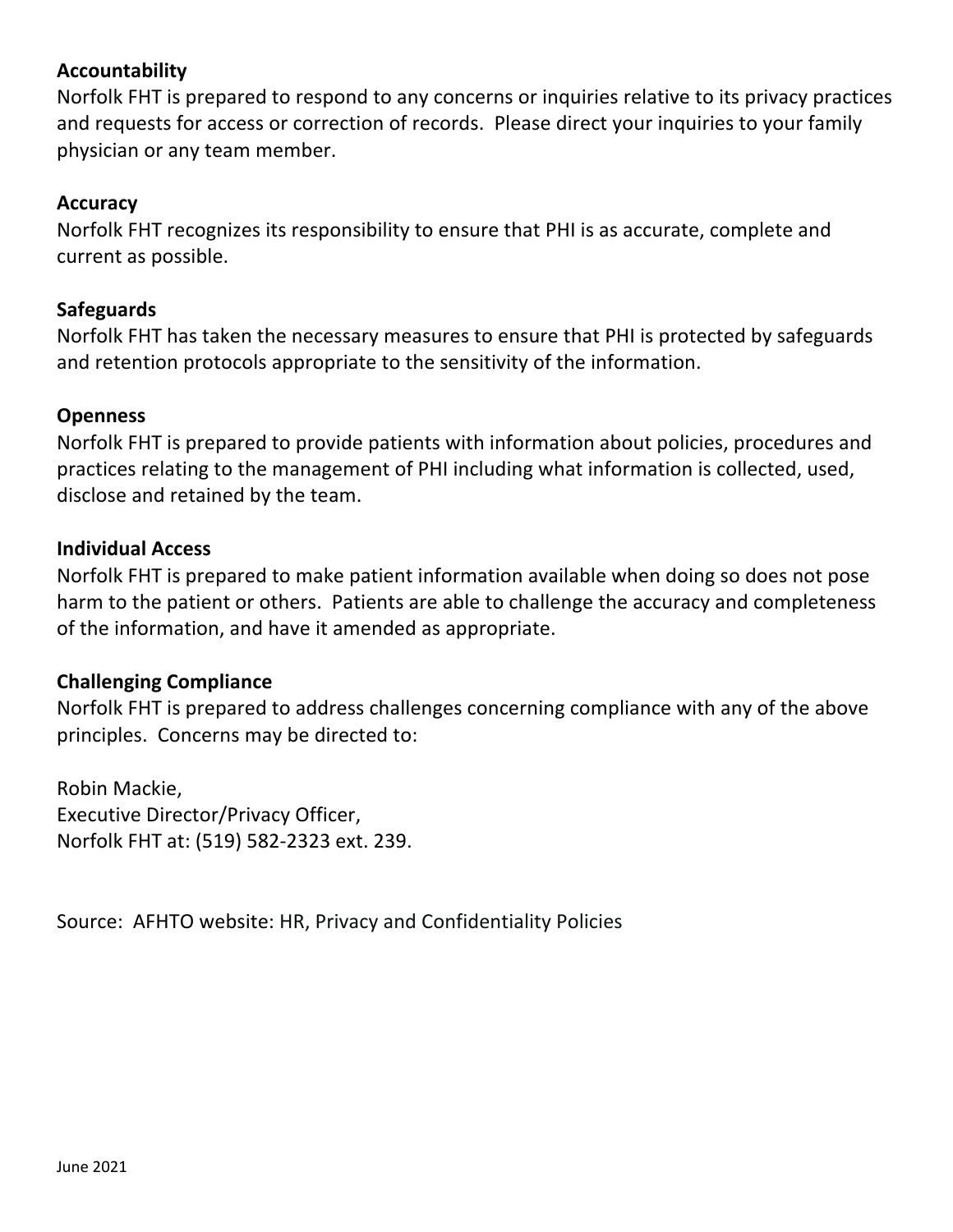**Accountability**
Norfolk FHT is prepared to respond to any concerns or inquiries relative to its privacy practices and requests for access or correction of records. Please direct your inquiries to your family physician or any team member.

**Accuracy**
Norfolk FHT recognizes its responsibility to ensure that PHI is as accurate, complete and current as possible.

**Safeguards**
Norfolk FHT has taken the necessary measures to ensure that PHI is protected by safeguards and retention protocols appropriate to the sensitivity of the information.

**Openness**
Norfolk FHT is prepared to provide patients with information about policies, procedures and practices relating to the management of PHI including what information is collected, used, disclose and retained by the team.

**Individual Access**
Norfolk FHT is prepared to make patient information available when doing so does not pose harm to the patient or others. Patients are able to challenge the accuracy and completeness of the information, and have it amended as appropriate.

**Challenging Compliance**
Norfolk FHT is prepared to address challenges concerning compliance with any of the above principles. Concerns may be directed to:

Robin Mackie,
Executive Director/Privacy Officer,
Norfolk FHT at: (519) 582-2323 ext. 239.

Source: AFHTO website: HR, Privacy and Confidentiality Policies

June 2021